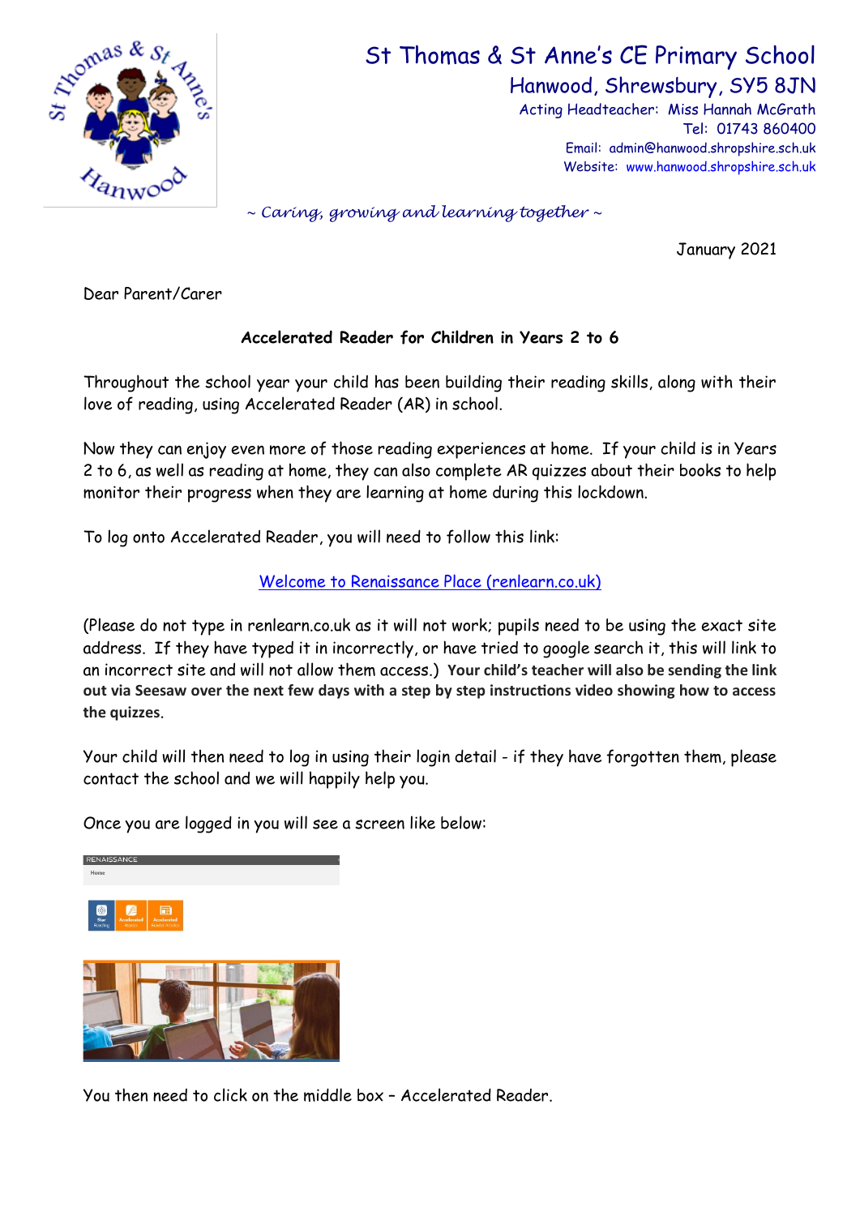# St Thomas & St Anne's CE Primary School

Hanwood, Shrewsbury, SY5 8JN

Acting Headteacher: Miss Hannah McGrath

Tel: 01743 860400

Email: admin@hanwood.shropshire.sch.uk

Website: www.hanwood.shropshire.sch.uk

*~ Caring, growing and learning together ~*

January 2021

Dear Parent/Carer

**Accelerated Reader for Children in Years 2 to 6**

Throughout the school year your child has been building their reading skills, along with their love of reading, using Accelerated Reader (AR) in school.

Now they can enjoy even more of those reading experiences at home. If your child is in Years 2 to 6, as well as reading at home, they can also complete AR quizzes about their books to help monitor their progress when they are learning at home during this lockdown.

To log onto Accelerated Reader, you will need to follow this link:

Welcome to Renaissance Place (renlearn.co.uk)

(Please do not type in renlearn.co.uk as it will not work; pupils need to be using the exact site address. If they have typed it in incorrectly, or have tried to google search it, this will link to an incorrect site and will not allow them access.) **Your child's teacher will also be sending the link out via Seesaw over the next few days with a step by step instructions video showing how to access the quizzes.**

Your child will then need to log in using their login detail - if they have forgotten them, please contact the school and we will happily help you.

Once you are logged in you will see a screen like below:

You then need to click on the middle box – Accelerated Reader.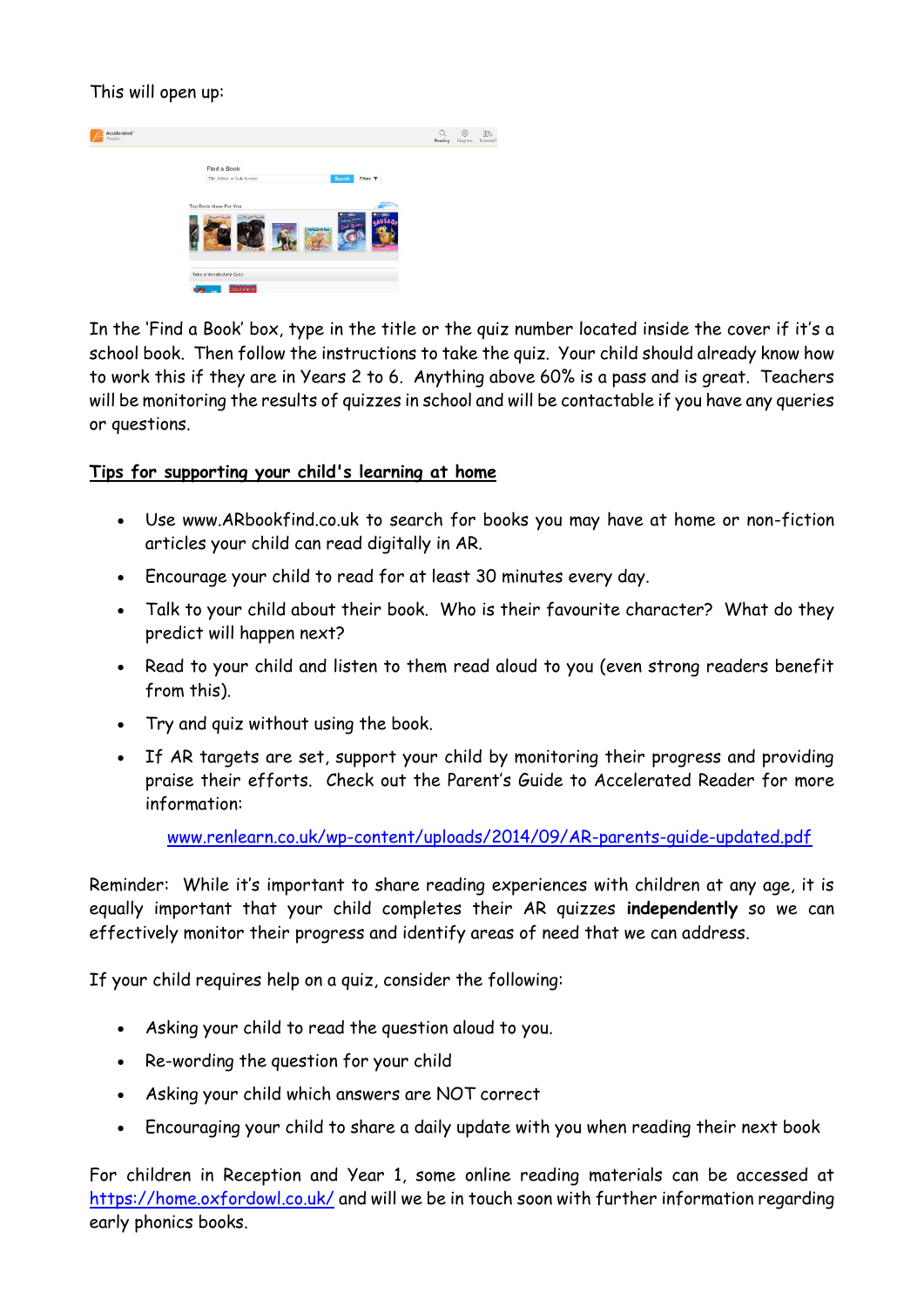This will open up:

In the 'Find a Book' box, type in the title or the quiz number located inside the cover if it's a school book. Then follow the instructions to take the quiz. Your child should already know how to work this if they are in Years 2 to 6. Anything above 60% is a pass and is great. Teachers will be monitoring the results of quizzes in school and will be contactable if you have any queries or questions.

**Tips for supporting your child's learning at home**

- Use www.ARbookfind.co.uk to search for books you may have at home or non-fiction articles your child can read digitally in AR.
- Encourage your child to read for at least 30 minutes every day.
- Talk to your child about their book. Who is their favourite character? What do they predict will happen next?
- Read to your child and listen to them read aloud to you (even strong readers benefit from this).
- Try and quiz without using the book.
- If AR targets are set, support your child by monitoring their progress and providing praise their efforts. Check out the Parent's Guide to Accelerated Reader for more information:

  [www.renlearn.co.uk/wp-content/uploads/2014/09/AR-parents-guide-updated.pdf](www.renlearn.co.uk/wp-content/uploads/2014/09/AR-parents-guide-updated.pdf)

Reminder: While it's important to share reading experiences with children at any age, it is equally important that your child completes their AR quizzes **independently** so we can effectively monitor their progress and identify areas of need that we can address.

If your child requires help on a quiz, consider the following:

- Asking your child to read the question aloud to you.
- Re-wording the question for your child
- Asking your child which answers are NOT correct
- Encouraging your child to share a daily update with you when reading their next book

For children in Reception and Year 1, some online reading materials can be accessed at [https://home.oxfordowl.co.uk/](https://home.oxfordowl.co.uk/) and will we be in touch soon with further information regarding early phonics books.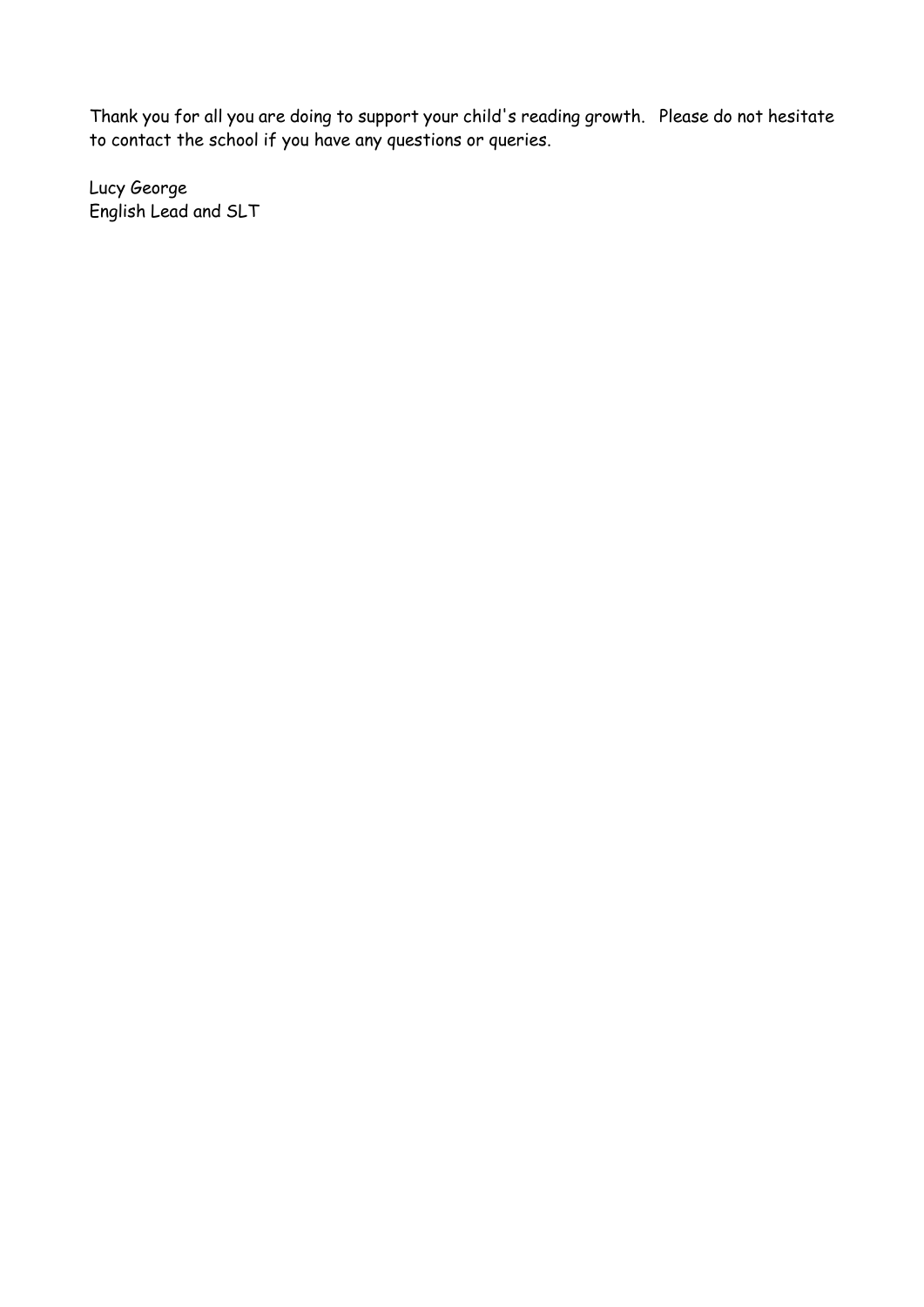Thank you for all you are doing to support your child's reading growth. Please do not hesitate to contact the school if you have any questions or queries.

Lucy George
English Lead and SLT